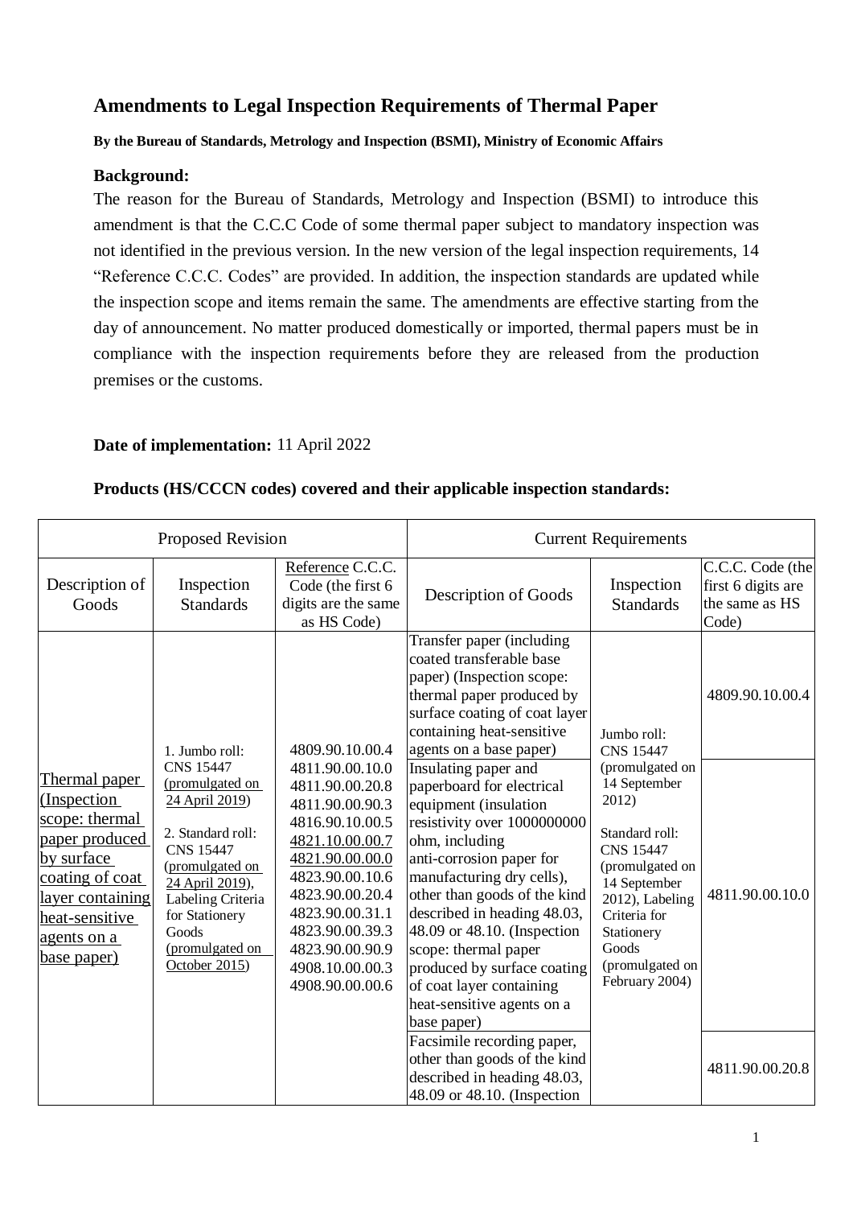## Amendments to Legal Inspection Requirements of Thermal Paper

**By the Bureau of Standards, Metrology and Inspection (BSMI), Ministry of Economic Affairs**

**Background:**

The reason for the Bureau of Standards, Metrology and Inspection (BSMI) to introduce this amendment is that the C.C.C Code of some thermal paper subject to mandatory inspection was not identified in the previous version. In the new version of the legal inspection requirements, 14 "Reference C.C.C. Codes" are provided. In addition, the inspection standards are updated while the inspection scope and items remain the same. The amendments are effective starting from the day of announcement. No matter produced domestically or imported, thermal papers must be in compliance with the inspection requirements before they are released from the production premises or the customs.

**Date of implementation:** 11 April 2022

**Products (HS/CCCN codes) covered and their applicable inspection standards:**

| Proposed Revision | | | Current Requirements | | |
|---|---|---|---|---|---|
| Description of Goods | Inspection Standards | Reference C.C.C. Code (the first 6 digits are the same as HS Code) | Description of Goods | Inspection Standards | C.C.C. Code (the first 6 digits are the same as HS Code) |
| Thermal paper (Inspection scope: thermal paper produced by surface coating of coat layer containing heat-sensitive agents on a base paper) | 1. Jumbo roll: CNS 15447 (promulgated on 24 April 2019)<br><br>2. Standard roll: CNS 15447 (promulgated on 24 April 2019), Labeling Criteria for Stationery Goods (promulgated on October 2015) | 4809.90.10.00.4<br>4811.90.00.10.0<br>4811.90.00.20.8<br>4811.90.00.90.3<br>4816.90.10.00.5<br>4821.10.00.00.7<br>4821.90.00.00.0<br>4823.90.00.10.6<br>4823.90.00.20.4<br>4823.90.00.31.1<br>4823.90.00.39.3<br>4823.90.00.90.9<br>4908.10.00.00.3<br>4908.90.00.00.6 | Transfer paper (including coated transferable base paper) (Inspection scope: thermal paper produced by surface coating of coat layer containing heat-sensitive agents on a base paper) | Jumbo roll: CNS 15447 (promulgated on 14 September 2012)<br><br>Standard roll: CNS 15447 (promulgated on 14 September 2012), Labeling Criteria for Stationery Goods (promulgated on February 2004) | 4809.90.10.00.4 |
| | | | Insulating paper and paperboard for electrical equipment (insulation resistivity over 1000000000 ohm, including anti-corrosion paper for manufacturing dry cells), other than goods of the kind described in heading 48.03, 48.09 or 48.10. (Inspection scope: thermal paper produced by surface coating of coat layer containing heat-sensitive agents on a base paper) | | 4811.90.00.10.0 |
| | | | Facsimile recording paper, other than goods of the kind described in heading 48.03, 48.09 or 48.10. (Inspection | | 4811.90.00.20.8 |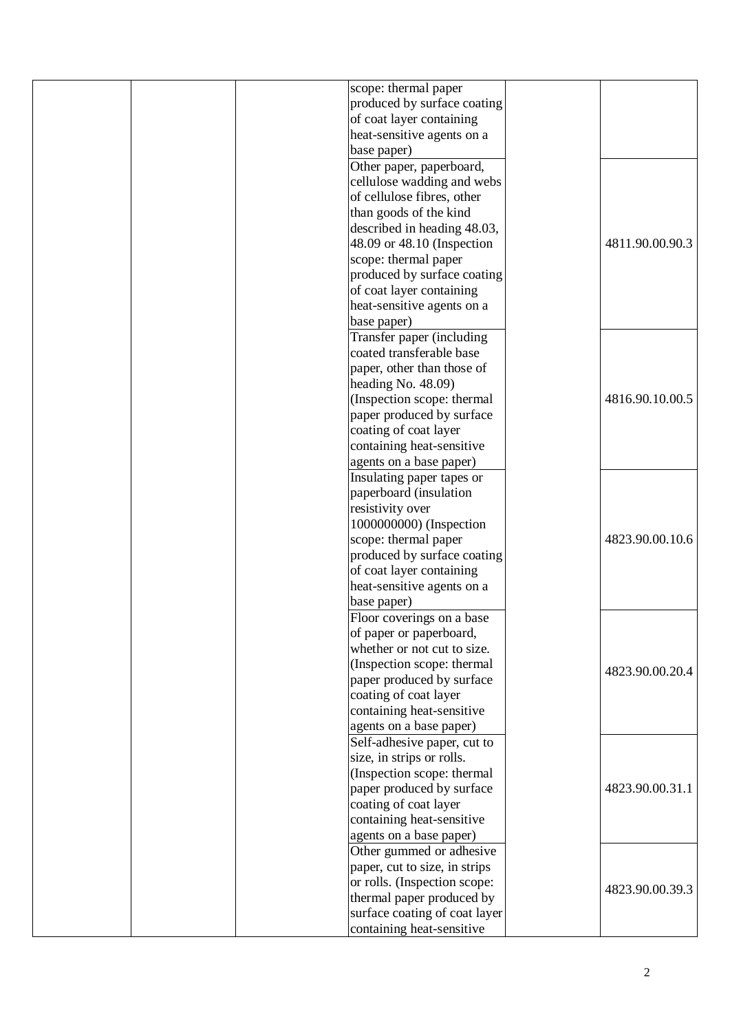| | | | | | |
|---|---|---|---|---|---|
| | | | scope: thermal paper produced by surface coating of coat layer containing heat-sensitive agents on a base paper) | | |
| | | | Other paper, paperboard, cellulose wadding and webs of cellulose fibres, other than goods of the kind described in heading 48.03, 48.09 or 48.10 (Inspection scope: thermal paper produced by surface coating of coat layer containing heat-sensitive agents on a base paper) | | 4811.90.00.90.3 |
| | | | Transfer paper (including coated transferable base paper, other than those of heading No. 48.09) (Inspection scope: thermal paper produced by surface coating of coat layer containing heat-sensitive agents on a base paper) | | 4816.90.10.00.5 |
| | | | Insulating paper tapes or paperboard (insulation resistivity over 1000000000) (Inspection scope: thermal paper produced by surface coating of coat layer containing heat-sensitive agents on a base paper) | | 4823.90.00.10.6 |
| | | | Floor coverings on a base of paper or paperboard, whether or not cut to size. (Inspection scope: thermal paper produced by surface coating of coat layer containing heat-sensitive agents on a base paper) | | 4823.90.00.20.4 |
| | | | Self-adhesive paper, cut to size, in strips or rolls. (Inspection scope: thermal paper produced by surface coating of coat layer containing heat-sensitive agents on a base paper) | | 4823.90.00.31.1 |
| | | | Other gummed or adhesive paper, cut to size, in strips or rolls. (Inspection scope: thermal paper produced by surface coating of coat layer containing heat-sensitive | | 4823.90.00.39.3 |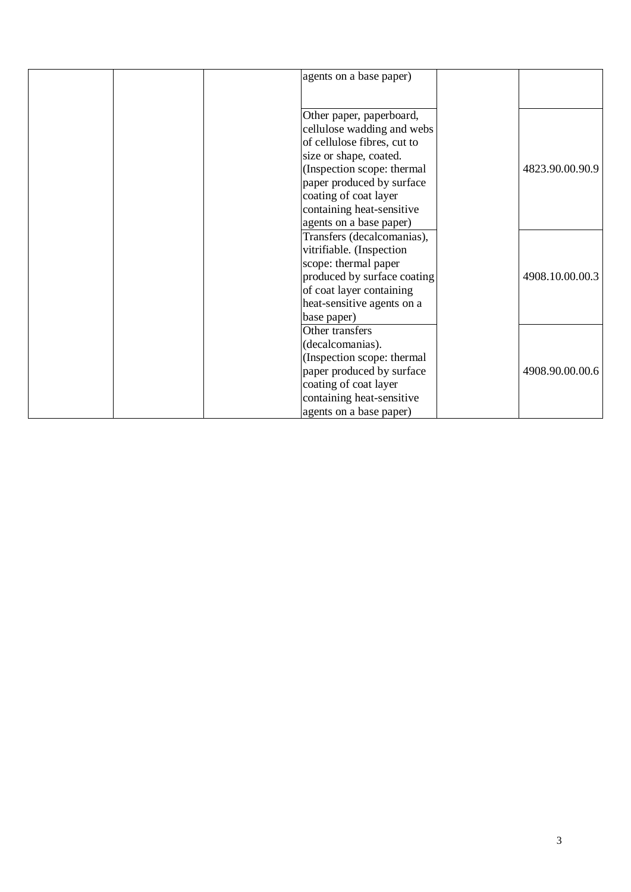| | | | | | |
|---|---|---|---|---|---|
| | | | agents on a base paper) | | |
| | | | Other paper, paperboard, cellulose wadding and webs of cellulose fibres, cut to size or shape, coated. (Inspection scope: thermal paper produced by surface coating of coat layer containing heat-sensitive agents on a base paper) | | 4823.90.00.90.9 |
| | | | Transfers (decalcomanias), vitrifiable. (Inspection scope: thermal paper produced by surface coating of coat layer containing heat-sensitive agents on a base paper) | | 4908.10.00.00.3 |
| | | | Other transfers (decalcomanias). (Inspection scope: thermal paper produced by surface coating of coat layer containing heat-sensitive agents on a base paper) | | 4908.90.00.00.6 |